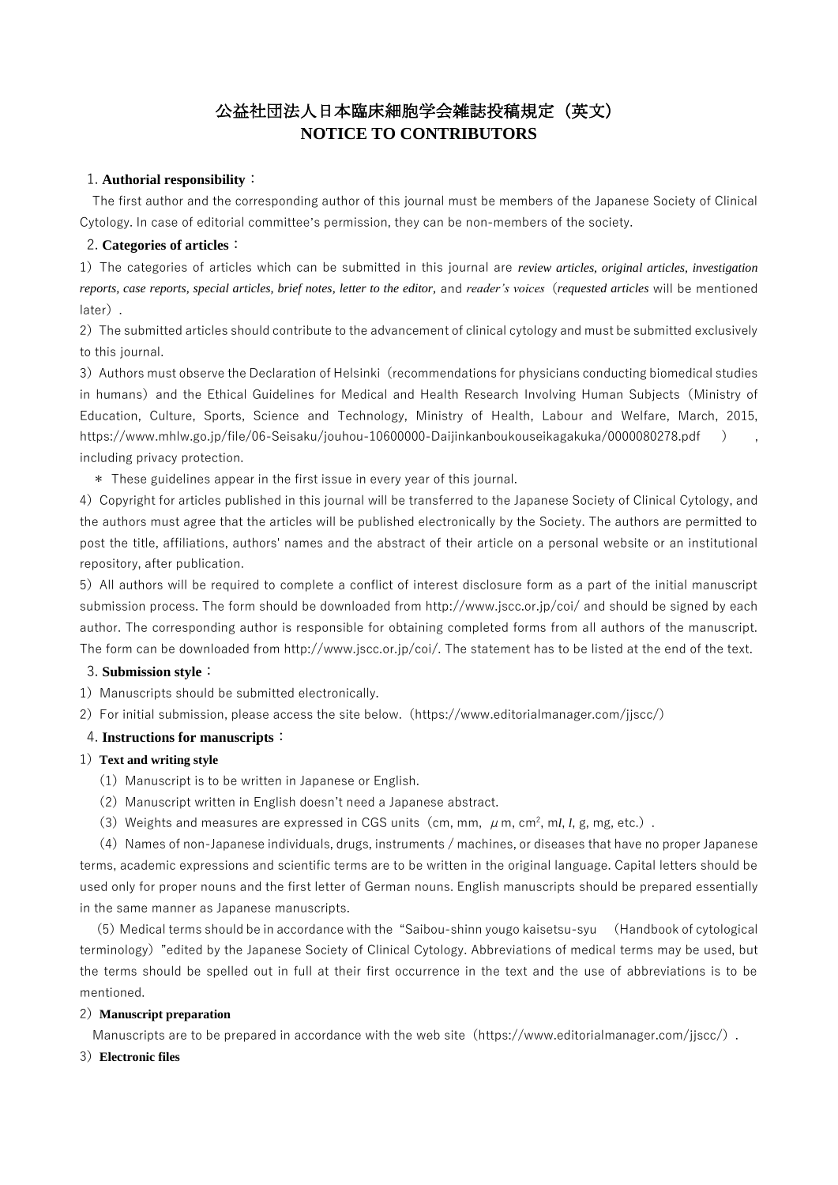# 公益社団法人日本臨床細胞学会雑誌投稿規定（英文）
# NOTICE TO CONTRIBUTORS

## 1. Authorial responsibility：

The first author and the corresponding author of this journal must be members of the Japanese Society of Clinical Cytology. In case of editorial committee's permission, they can be non-members of the society.

## 2. Categories of articles：

1）The categories of articles which can be submitted in this journal are *review articles, original articles, investigation reports, case reports, special articles, brief notes, letter to the editor*, and *reader's voices*（*requested articles* will be mentioned later）.

2）The submitted articles should contribute to the advancement of clinical cytology and must be submitted exclusively to this journal.

3）Authors must observe the Declaration of Helsinki（recommendations for physicians conducting biomedical studies in humans）and the Ethical Guidelines for Medical and Health Research Involving Human Subjects（Ministry of Education, Culture, Sports, Science and Technology, Ministry of Health, Labour and Welfare, March, 2015, https://www.mhlw.go.jp/file/06-Seisaku/jouhou-10600000-Daijinkanboukouseikagakuka/0000080278.pdf ）, including privacy protection.

＊ These guidelines appear in the first issue in every year of this journal.

4）Copyright for articles published in this journal will be transferred to the Japanese Society of Clinical Cytology, and the authors must agree that the articles will be published electronically by the Society. The authors are permitted to post the title, affiliations, authors' names and the abstract of their article on a personal website or an institutional repository, after publication.

5）All authors will be required to complete a conflict of interest disclosure form as a part of the initial manuscript submission process. The form should be downloaded from http://www.jscc.or.jp/coi/ and should be signed by each author. The corresponding author is responsible for obtaining completed forms from all authors of the manuscript. The form can be downloaded from http://www.jscc.or.jp/coi/. The statement has to be listed at the end of the text.

## 3. Submission style：

1）Manuscripts should be submitted electronically.

2）For initial submission, please access the site below.（https://www.editorialmanager.com/jjscc/）

## 4. Instructions for manuscripts：

### 1）Text and writing style

（1）Manuscript is to be written in Japanese or English.

（2）Manuscript written in English doesn't need a Japanese abstract.

（3）Weights and measures are expressed in CGS units（cm, mm, μm, $cm^2$, m*l*, *l*, g, mg, etc.）.

（4）Names of non-Japanese individuals, drugs, instruments / machines, or diseases that have no proper Japanese terms, academic expressions and scientific terms are to be written in the original language. Capital letters should be used only for proper nouns and the first letter of German nouns. English manuscripts should be prepared essentially in the same manner as Japanese manuscripts.

（5）Medical terms should be in accordance with the "Saibou-shinn yougo kaisetsu-syu （Handbook of cytological terminology）" edited by the Japanese Society of Clinical Cytology. Abbreviations of medical terms may be used, but the terms should be spelled out in full at their first occurrence in the text and the use of abbreviations is to be mentioned.

### 2）Manuscript preparation

Manuscripts are to be prepared in accordance with the web site（https://www.editorialmanager.com/jjscc/）.

### 3）Electronic files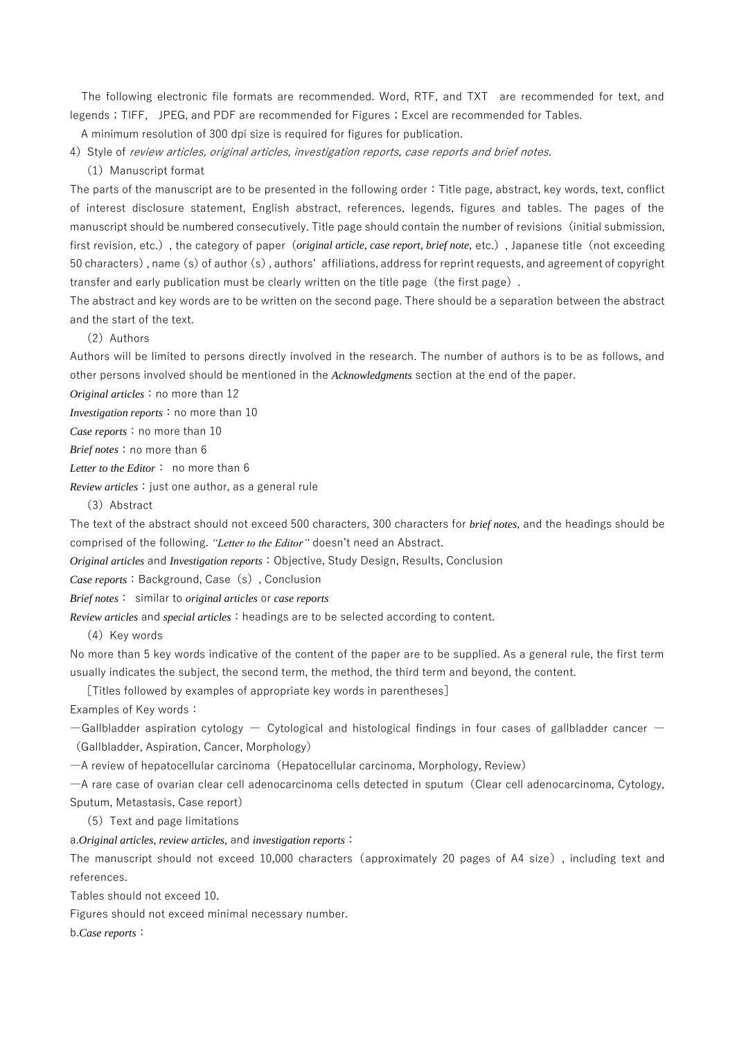The following electronic file formats are recommended. Word, RTF, and TXT are recommended for text, and legends；TIFF, JPEG, and PDF are recommended for Figures；Excel are recommended for Tables.

A minimum resolution of 300 dpi size is required for figures for publication.

4）Style of *review articles, original articles, investigation reports, case reports and brief notes.*

（1）Manuscript format

The parts of the manuscript are to be presented in the following order：Title page, abstract, key words, text, conflict of interest disclosure statement, English abstract, references, legends, figures and tables. The pages of the manuscript should be numbered consecutively. Title page should contain the number of revisions（initial submission, first revision, etc.）, the category of paper（*original article, case report, brief note,* etc.）, Japanese title（not exceeding 50 characters）, name (s) of author (s) , authors' affiliations, address for reprint requests, and agreement of copyright transfer and early publication must be clearly written on the title page（the first page）.

The abstract and key words are to be written on the second page. There should be a separation between the abstract and the start of the text.

（2）Authors

Authors will be limited to persons directly involved in the research. The number of authors is to be as follows, and other persons involved should be mentioned in the *Acknowledgments* section at the end of the paper.

*Original articles*：no more than 12

*Investigation reports*：no more than 10

*Case reports*：no more than 10

*Brief notes*：no more than 6

*Letter to the Editor*： no more than 6

*Review articles*：just one author, as a general rule

（3）Abstract

The text of the abstract should not exceed 500 characters, 300 characters for *brief notes*, and the headings should be comprised of the following. *"Letter to the Editor"* doesn't need an Abstract.

*Original articles* and *Investigation reports*：Objective, Study Design, Results, Conclusion

*Case reports*：Background, Case（s）, Conclusion

*Brief notes*： similar to *original articles* or *case reports*

*Review articles* and *special articles*：headings are to be selected according to content.

（4）Key words

No more than 5 key words indicative of the content of the paper are to be supplied. As a general rule, the first term usually indicates the subject, the second term, the method, the third term and beyond, the content.

［Titles followed by examples of appropriate key words in parentheses］

Examples of Key words：

—Gallbladder aspiration cytology — Cytological and histological findings in four cases of gallbladder cancer —（Gallbladder, Aspiration, Cancer, Morphology）

—A review of hepatocellular carcinoma（Hepatocellular carcinoma, Morphology, Review）

—A rare case of ovarian clear cell adenocarcinoma cells detected in sputum（Clear cell adenocarcinoma, Cytology, Sputum, Metastasis, Case report）

（5）Text and page limitations

a.*Original articles, review articles,* and *investigation reports*：

The manuscript should not exceed 10,000 characters（approximately 20 pages of A4 size）, including text and references.

Tables should not exceed 10.

Figures should not exceed minimal necessary number.

b.*Case reports*：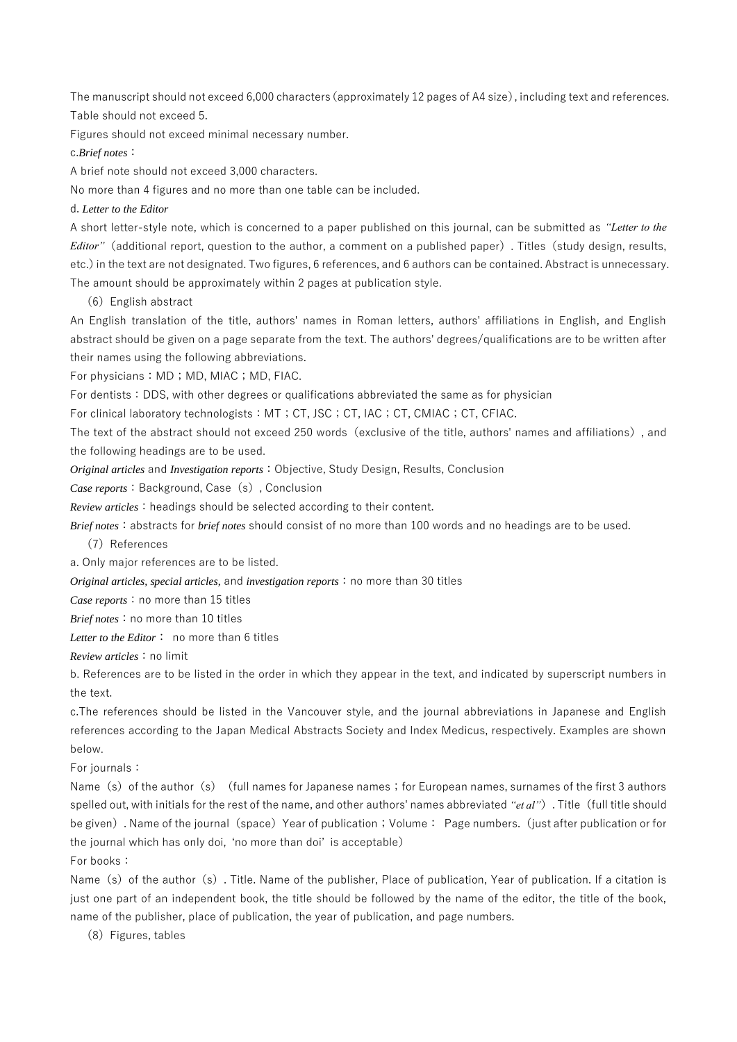The manuscript should not exceed 6,000 characters (approximately 12 pages of A4 size), including text and references. Table should not exceed 5.

Figures should not exceed minimal necessary number.

c.*Brief notes*：

A brief note should not exceed 3,000 characters.

No more than 4 figures and no more than one table can be included.

d. *Letter to the Editor*

A short letter-style note, which is concerned to a paper published on this journal, can be submitted as *"Letter to the Editor"*（additional report, question to the author, a comment on a published paper）. Titles（study design, results, etc.) in the text are not designated. Two figures, 6 references, and 6 authors can be contained. Abstract is unnecessary. The amount should be approximately within 2 pages at publication style.

（6）English abstract

An English translation of the title, authors' names in Roman letters, authors' affiliations in English, and English abstract should be given on a page separate from the text. The authors' degrees/qualifications are to be written after their names using the following abbreviations.

For physicians：MD；MD, MIAC；MD, FIAC.

For dentists：DDS, with other degrees or qualifications abbreviated the same as for physician

For clinical laboratory technologists：MT；CT, JSC；CT, IAC；CT, CMIAC；CT, CFIAC.

The text of the abstract should not exceed 250 words（exclusive of the title, authors' names and affiliations）, and the following headings are to be used.

*Original articles* and *Investigation reports*：Objective, Study Design, Results, Conclusion

*Case reports*：Background, Case（s）, Conclusion

*Review articles*：headings should be selected according to their content.

*Brief notes*：abstracts for *brief notes* should consist of no more than 100 words and no headings are to be used.

（7）References

a. Only major references are to be listed.

*Original articles, special articles,* and *investigation reports*：no more than 30 titles

*Case reports*：no more than 15 titles

*Brief notes*：no more than 10 titles

*Letter to the Editor*： no more than 6 titles

*Review articles*：no limit

b. References are to be listed in the order in which they appear in the text, and indicated by superscript numbers in the text.

c.The references should be listed in the Vancouver style, and the journal abbreviations in Japanese and English references according to the Japan Medical Abstracts Society and Index Medicus, respectively. Examples are shown below.

For journals：

Name（s）of the author（s）（full names for Japanese names；for European names, surnames of the first 3 authors spelled out, with initials for the rest of the name, and other authors' names abbreviated *"et al"*）. Title（full title should be given）. Name of the journal（space）Year of publication；Volume： Page numbers.（just after publication or for the journal which has only doi, 'no more than doi' is acceptable）

For books：

Name（s）of the author（s）. Title. Name of the publisher, Place of publication, Year of publication. If a citation is just one part of an independent book, the title should be followed by the name of the editor, the title of the book, name of the publisher, place of publication, the year of publication, and page numbers.

（8）Figures, tables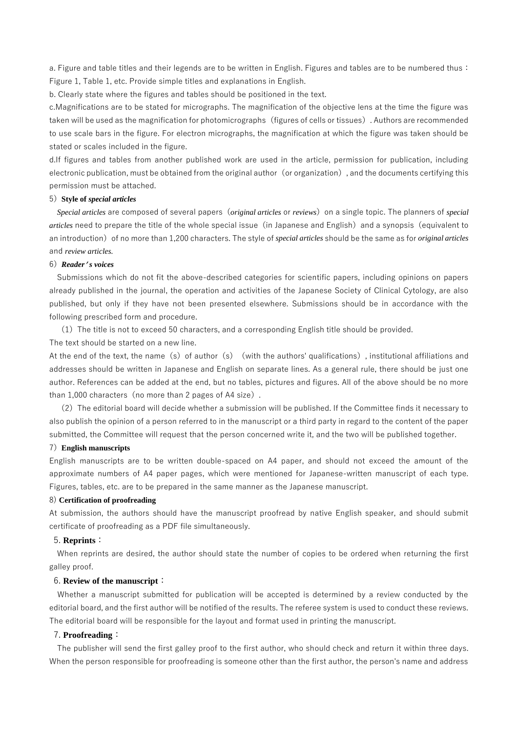a. Figure and table titles and their legends are to be written in English. Figures and tables are to be numbered thus：Figure 1, Table 1, etc. Provide simple titles and explanations in English.

b. Clearly state where the figures and tables should be positioned in the text.

c.Magnifications are to be stated for micrographs. The magnification of the objective lens at the time the figure was taken will be used as the magnification for photomicrographs（figures of cells or tissues）. Authors are recommended to use scale bars in the figure. For electron micrographs, the magnification at which the figure was taken should be stated or scales included in the figure.

d.If figures and tables from another published work are used in the article, permission for publication, including electronic publication, must be obtained from the original author（or organization）, and the documents certifying this permission must be attached.

#### 5）Style of *special articles*

*Special articles* are composed of several papers（*original articles* or *reviews*）on a single topic. The planners of *special articles* need to prepare the title of the whole special issue（in Japanese and English）and a synopsis（equivalent to an introduction）of no more than 1,200 characters. The style of *special articles* should be the same as for *original articles* and *review articles.*

#### 6）*Reader's voices*

Submissions which do not fit the above-described categories for scientific papers, including opinions on papers already published in the journal, the operation and activities of the Japanese Society of Clinical Cytology, are also published, but only if they have not been presented elsewhere. Submissions should be in accordance with the following prescribed form and procedure.

（1）The title is not to exceed 50 characters, and a corresponding English title should be provided.
The text should be started on a new line.
At the end of the text, the name（s）of author（s）（with the authors' qualifications）, institutional affiliations and addresses should be written in Japanese and English on separate lines. As a general rule, there should be just one author. References can be added at the end, but no tables, pictures and figures. All of the above should be no more than 1,000 characters（no more than 2 pages of A4 size）.

（2）The editorial board will decide whether a submission will be published. If the Committee finds it necessary to also publish the opinion of a person referred to in the manuscript or a third party in regard to the content of the paper submitted, the Committee will request that the person concerned write it, and the two will be published together.

#### 7）English manuscripts

English manuscripts are to be written double-spaced on A4 paper, and should not exceed the amount of the approximate numbers of A4 paper pages, which were mentioned for Japanese-written manuscript of each type. Figures, tables, etc. are to be prepared in the same manner as the Japanese manuscript.

#### 8) Certification of proofreading

At submission, the authors should have the manuscript proofread by native English speaker, and should submit certificate of proofreading as a PDF file simultaneously.

### 5. Reprints：

When reprints are desired, the author should state the number of copies to be ordered when returning the first galley proof.

### 6. Review of the manuscript：

Whether a manuscript submitted for publication will be accepted is determined by a review conducted by the editorial board, and the first author will be notified of the results. The referee system is used to conduct these reviews. The editorial board will be responsible for the layout and format used in printing the manuscript.

### 7. Proofreading：

The publisher will send the first galley proof to the first author, who should check and return it within three days. When the person responsible for proofreading is someone other than the first author, the person's name and address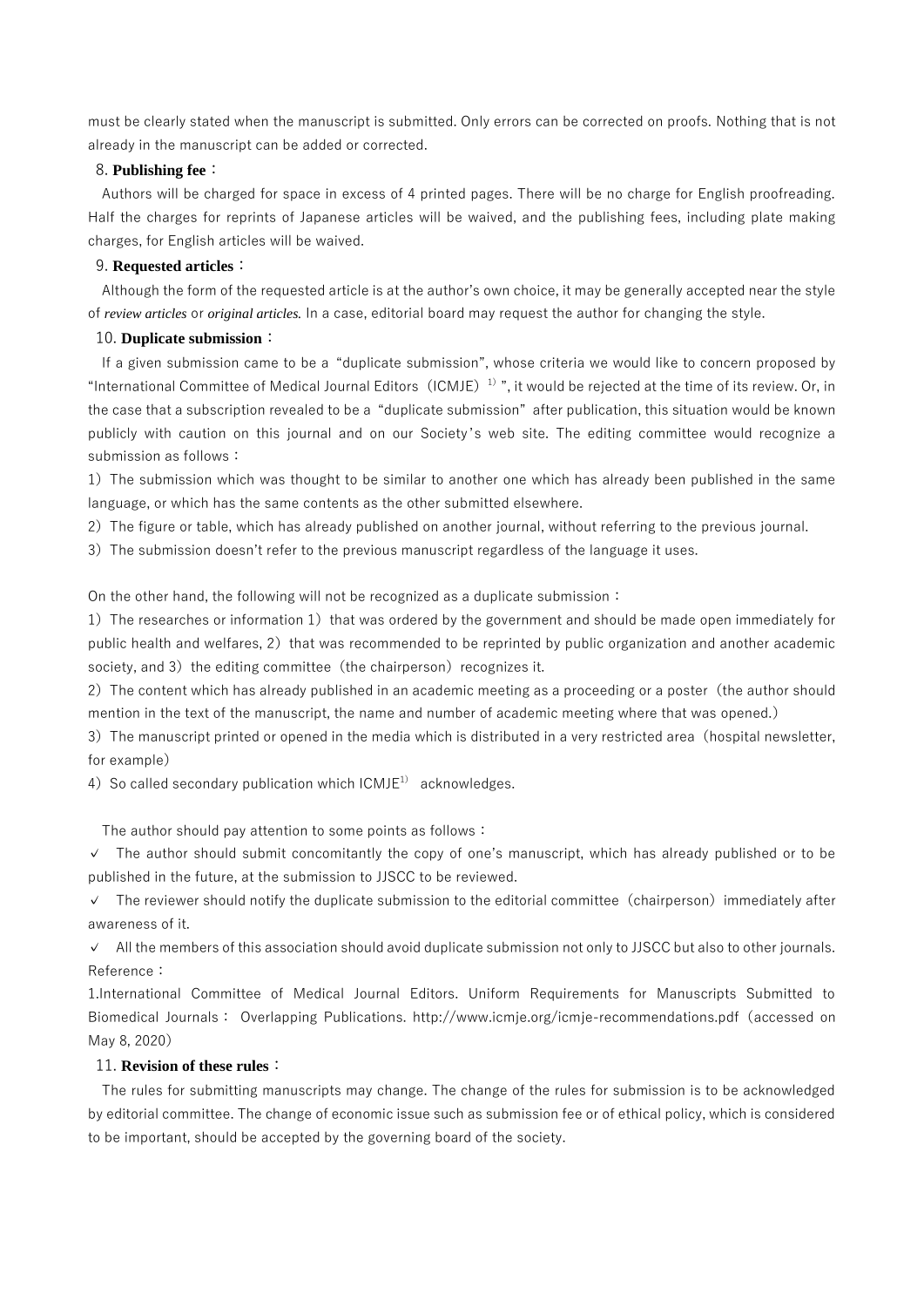must be clearly stated when the manuscript is submitted. Only errors can be corrected on proofs. Nothing that is not already in the manuscript can be added or corrected.

8. **Publishing fee**：

Authors will be charged for space in excess of 4 printed pages. There will be no charge for English proofreading. Half the charges for reprints of Japanese articles will be waived, and the publishing fees, including plate making charges, for English articles will be waived.

9. **Requested articles**：

Although the form of the requested article is at the author's own choice, it may be generally accepted near the style of *review articles* or *original articles.* In a case, editorial board may request the author for changing the style.

10. **Duplicate submission**：

If a given submission came to be a "duplicate submission", whose criteria we would like to concern proposed by "International Committee of Medical Journal Editors（ICMJE）[1]", it would be rejected at the time of its review. Or, in the case that a subscription revealed to be a "duplicate submission" after publication, this situation would be known publicly with caution on this journal and on our Society's web site. The editing committee would recognize a submission as follows：

1）The submission which was thought to be similar to another one which has already been published in the same language, or which has the same contents as the other submitted elsewhere.

2）The figure or table, which has already published on another journal, without referring to the previous journal.

3）The submission doesn't refer to the previous manuscript regardless of the language it uses.

On the other hand, the following will not be recognized as a duplicate submission：

1）The researches or information 1）that was ordered by the government and should be made open immediately for public health and welfares, 2）that was recommended to be reprinted by public organization and another academic society, and 3）the editing committee（the chairperson）recognizes it.

2）The content which has already published in an academic meeting as a proceeding or a poster（the author should mention in the text of the manuscript, the name and number of academic meeting where that was opened.）

3）The manuscript printed or opened in the media which is distributed in a very restricted area（hospital newsletter, for example）

4）So called secondary publication which ICMJE[1] acknowledges.

The author should pay attention to some points as follows：

✓ The author should submit concomitantly the copy of one's manuscript, which has already published or to be published in the future, at the submission to JJSCC to be reviewed.

✓ The reviewer should notify the duplicate submission to the editorial committee（chairperson）immediately after awareness of it.

✓ All the members of this association should avoid duplicate submission not only to JJSCC but also to other journals.

Reference：

1.International Committee of Medical Journal Editors. Uniform Requirements for Manuscripts Submitted to Biomedical Journals： Overlapping Publications. http://www.icmje.org/icmje-recommendations.pdf（accessed on May 8, 2020）

11. **Revision of these rules**：

The rules for submitting manuscripts may change. The change of the rules for submission is to be acknowledged by editorial committee. The change of economic issue such as submission fee or of ethical policy, which is considered to be important, should be accepted by the governing board of the society.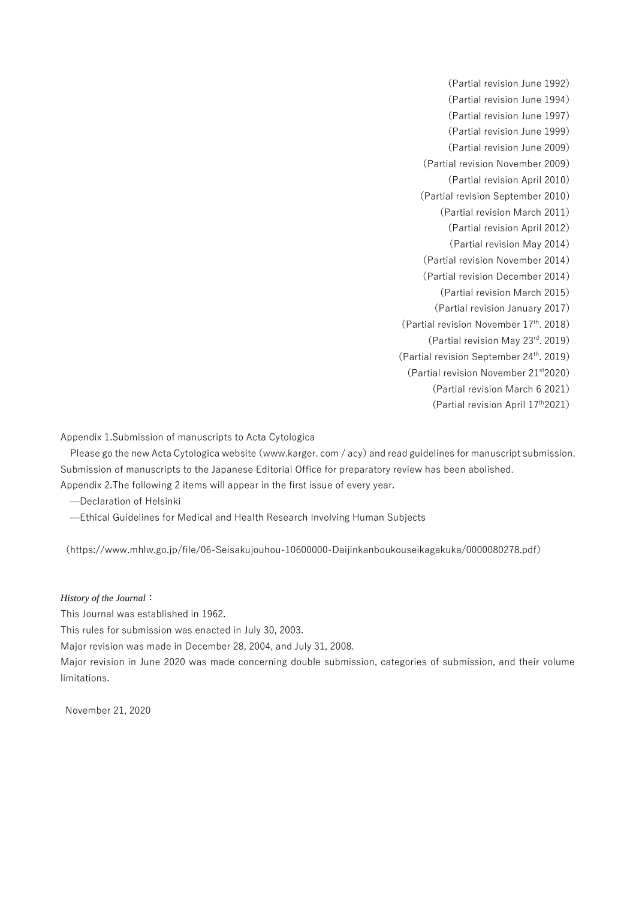(Partial revision June 1992)
(Partial revision June 1994)
(Partial revision June 1997)
(Partial revision June 1999)
(Partial revision June 2009)
(Partial revision November 2009)
(Partial revision April 2010)
(Partial revision September 2010)
(Partial revision March 2011)
(Partial revision April 2012)
(Partial revision May 2014)
(Partial revision November 2014)
(Partial revision December 2014)
(Partial revision March 2015)
(Partial revision January 2017)
(Partial revision November 17th. 2018)
(Partial revision May 23rd. 2019)
(Partial revision September 24th. 2019)
(Partial revision November 21st2020)
(Partial revision March 6 2021)
(Partial revision April 17th2021)

Appendix 1.Submission of manuscripts to Acta Cytologica

Please go the new Acta Cytologica website (www.karger. com / acy) and read guidelines for manuscript submission. Submission of manuscripts to the Japanese Editorial Office for preparatory review has been abolished.

Appendix 2.The following 2 items will appear in the first issue of every year.

—Declaration of Helsinki

—Ethical Guidelines for Medical and Health Research Involving Human Subjects

(https://www.mhlw.go.jp/file/06-Seisakujouhou-10600000-Daijinkanboukouseikagakuka/0000080278.pdf)

*History of the Journal*：

This Journal was established in 1962.

This rules for submission was enacted in July 30, 2003.

Major revision was made in December 28, 2004, and July 31, 2008.

Major revision in June 2020 was made concerning double submission, categories of submission, and their volume limitations.

November 21, 2020